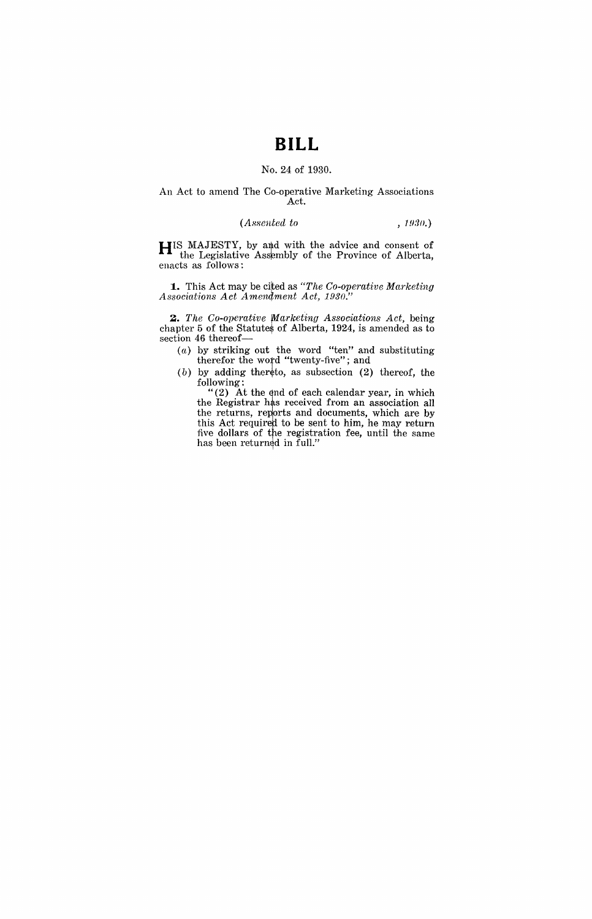# BILL

No. 24 of 1930.

An Act to amend The Co-operative Marketing Associations Act.

*(Assented to , 1930.)*

HIS MAJESTY, by and with the advice and consent of the Legislative Assembly of the Province of Alberta, enacts as follows:

**1.** This Act may be cited as *"The Co-operative Marketing Associations Act Amendment Act, 1930."*

**2.** *The Co-operative Marketing Associations Act,* being chapter 5 of the Statutes of Alberta, 1924, is amended as to section 46 thereof—

(*a*) by striking out the word "ten" and substituting therefor the word "twenty-five"; and

(*b*) by adding thereto, as subsection (2) thereof, the following:

"(2) At the end of each calendar year, in which the Registrar has received from an association all the returns, reports and documents, which are by this Act required to be sent to him, he may return five dollars of the registration fee, until the same has been returned in full."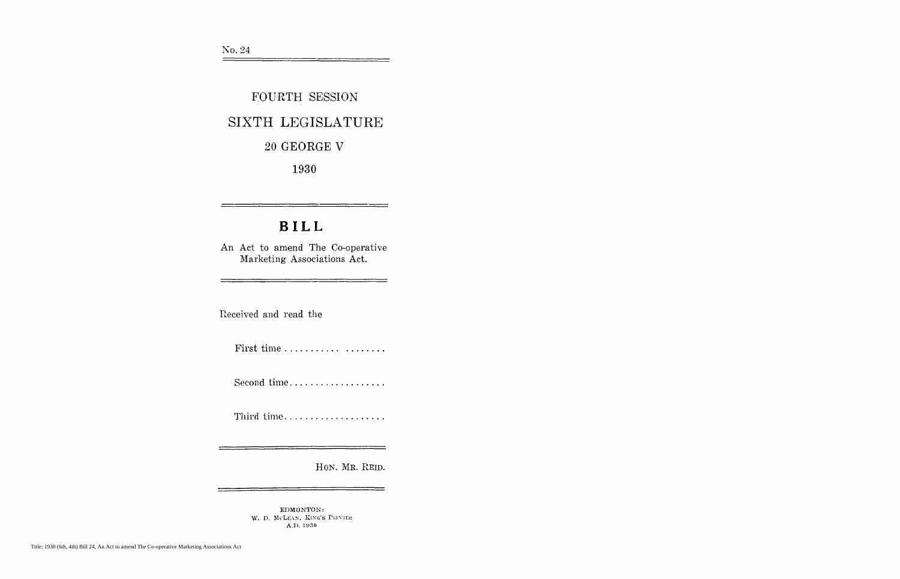No. 24

FOURTH SESSION

SIXTH LEGISLATURE

20 GEORGE V

1930

# BILL

An Act to amend The Co-operative Marketing Associations Act.

Received and read the

First time .......... ........

Second time..................

Third time...................

HON. MR. REID.

EDMONTON:
W. D. McLEAN, KING'S PRINTER
A.D. 1930